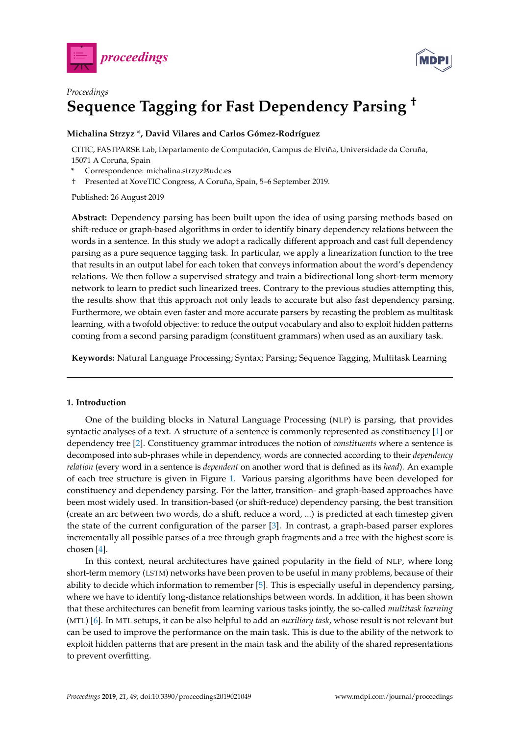*Proceedings*

# Sequence Tagging for Fast Dependency Parsing †

**Michalina Strzyz \*, David Vilares and Carlos Gómez-Rodríguez**

CITIC, FASTPARSE Lab, Departamento de Computación, Campus de Elviña, Universidade da Coruña, 15071 A Coruña, Spain

\* Correspondence: michalina.strzyz@udc.es

† Presented at XoveTIC Congress, A Coruña, Spain, 5–6 September 2019.

Published: 26 August 2019

**Abstract:** Dependency parsing has been built upon the idea of using parsing methods based on shift-reduce or graph-based algorithms in order to identify binary dependency relations between the words in a sentence. In this study we adopt a radically different approach and cast full dependency parsing as a pure sequence tagging task. In particular, we apply a linearization function to the tree that results in an output label for each token that conveys information about the word's dependency relations. We then follow a supervised strategy and train a bidirectional long short-term memory network to learn to predict such linearized trees. Contrary to the previous studies attempting this, the results show that this approach not only leads to accurate but also fast dependency parsing. Furthermore, we obtain even faster and more accurate parsers by recasting the problem as multitask learning, with a twofold objective: to reduce the output vocabulary and also to exploit hidden patterns coming from a second parsing paradigm (constituent grammars) when used as an auxiliary task.

**Keywords:** Natural Language Processing; Syntax; Parsing; Sequence Tagging, Multitask Learning

---

## 1. Introduction

One of the building blocks in Natural Language Processing (NLP) is parsing, that provides syntactic analyses of a text. A structure of a sentence is commonly represented as constituency [1] or dependency tree [2]. Constituency grammar introduces the notion of *constituents* where a sentence is decomposed into sub-phrases while in dependency, words are connected according to their *dependency relation* (every word in a sentence is *dependent* on another word that is defined as its *head*). An example of each tree structure is given in Figure 1. Various parsing algorithms have been developed for constituency and dependency parsing. For the latter, transition- and graph-based approaches have been most widely used. In transition-based (or shift-reduce) dependency parsing, the best transition (create an arc between two words, do a shift, reduce a word, ...) is predicted at each timestep given the state of the current configuration of the parser [3]. In contrast, a graph-based parser explores incrementally all possible parses of a tree through graph fragments and a tree with the highest score is chosen [4].

In this context, neural architectures have gained popularity in the field of NLP, where long short-term memory (LSTM) networks have been proven to be useful in many problems, because of their ability to decide which information to remember [5]. This is especially useful in dependency parsing, where we have to identify long-distance relationships between words. In addition, it has been shown that these architectures can benefit from learning various tasks jointly, the so-called *multitask learning* (MTL) [6]. In MTL setups, it can be also helpful to add an *auxiliary task*, whose result is not relevant but can be used to improve the performance on the main task. This is due to the ability of the network to exploit hidden patterns that are present in the main task and the ability of the shared representations to prevent overfitting.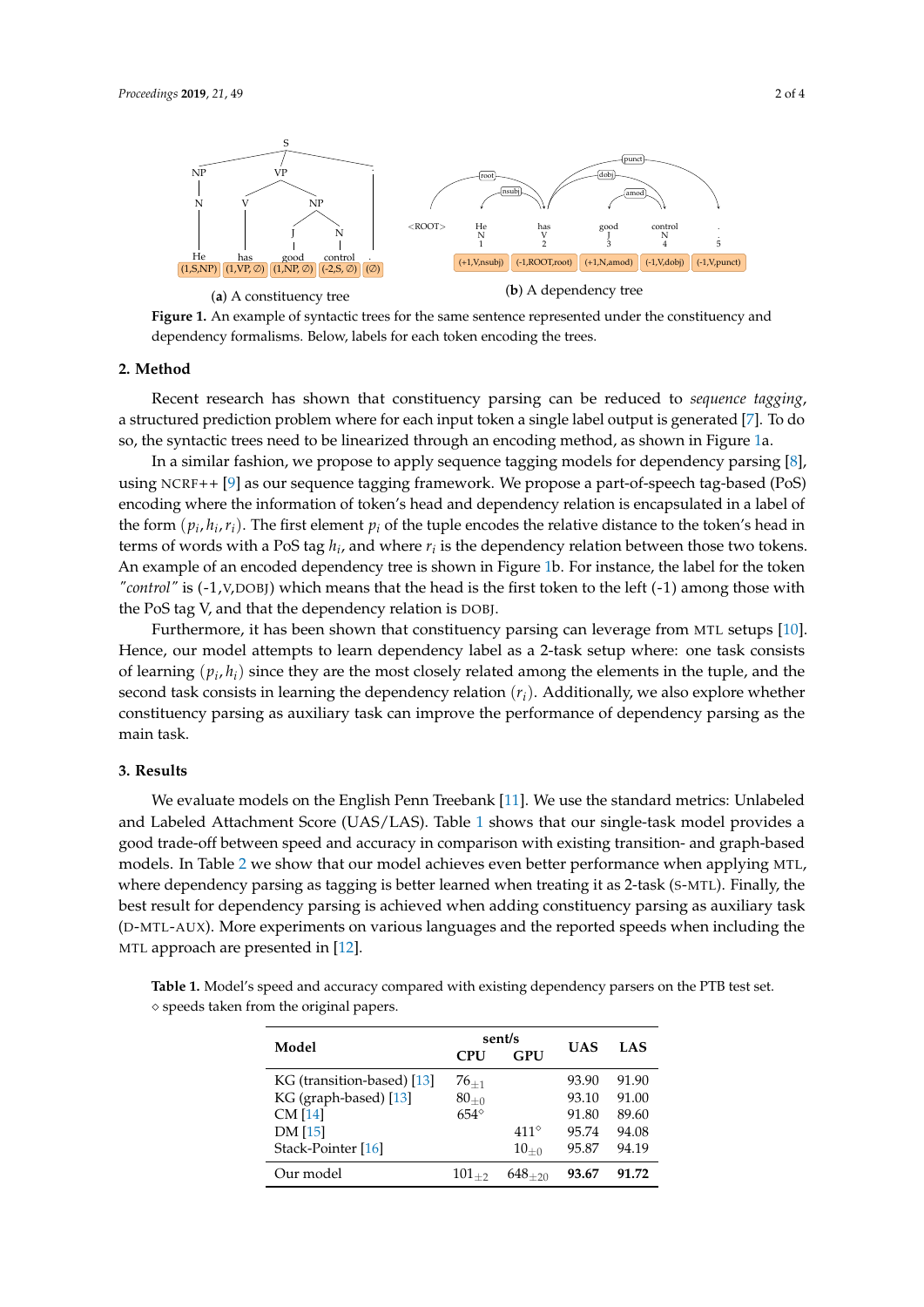(**a**) A constituency tree

(**b**) A dependency tree

**Figure 1.** An example of syntactic trees for the same sentence represented under the constituency and dependency formalisms. Below, labels for each token encoding the trees.

## 2. Method

Recent research has shown that constituency parsing can be reduced to *sequence tagging*, a structured prediction problem where for each input token a single label output is generated [7]. To do so, the syntactic trees need to be linearized through an encoding method, as shown in Figure 1a.

In a similar fashion, we propose to apply sequence tagging models for dependency parsing [8], using NCRF++ [9] as our sequence tagging framework. We propose a part-of-speech tag-based (PoS) encoding where the information of token's head and dependency relation is encapsulated in a label of the form $(p_i, h_i, r_i)$. The first element $p_i$ of the tuple encodes the relative distance to the token's head in terms of words with a PoS tag $h_i$, and where $r_i$ is the dependency relation between those two tokens. An example of an encoded dependency tree is shown in Figure 1b. For instance, the label for the token *"control"* is (-1,V,DOBJ) which means that the head is the first token to the left (-1) among those with the PoS tag V, and that the dependency relation is DOBJ.

Furthermore, it has been shown that constituency parsing can leverage from MTL setups [10]. Hence, our model attempts to learn dependency label as a 2-task setup where: one task consists of learning $(p_i, h_i)$ since they are the most closely related among the elements in the tuple, and the second task consists in learning the dependency relation $(r_i)$. Additionally, we also explore whether constituency parsing as auxiliary task can improve the performance of dependency parsing as the main task.

## 3. Results

We evaluate models on the English Penn Treebank [11]. We use the standard metrics: Unlabeled and Labeled Attachment Score (UAS/LAS). Table 1 shows that our single-task model provides a good trade-off between speed and accuracy in comparison with existing transition- and graph-based models. In Table 2 we show that our model achieves even better performance when applying MTL, where dependency parsing as tagging is better learned when treating it as 2-task (S-MTL). Finally, the best result for dependency parsing is achieved when adding constituency parsing as auxiliary task (D-MTL-AUX). More experiments on various languages and the reported speeds when including the MTL approach are presented in [12].

**Table 1.** Model's speed and accuracy compared with existing dependency parsers on the PTB test set. ⋄ speeds taken from the original papers.

| Model | sent/s | | UAS | LAS |
|---|---|---|---|---|
| | CPU | GPU | | |
| KG (transition-based) [13] | $76_{\pm 1}$ | | 93.90 | 91.90 |
| KG (graph-based) [13] | $80_{\pm 0}$ | | 93.10 | 91.00 |
| CM [14] | $654^{\diamond}$ | | 91.80 | 89.60 |
| DM [15] | | $411^{\diamond}$ | 95.74 | 94.08 |
| Stack-Pointer [16] | | $10_{\pm 0}$ | 95.87 | 94.19 |
| Our model | $101_{\pm 2}$ | $648_{\pm 20}$ | **93.67** | **91.72** |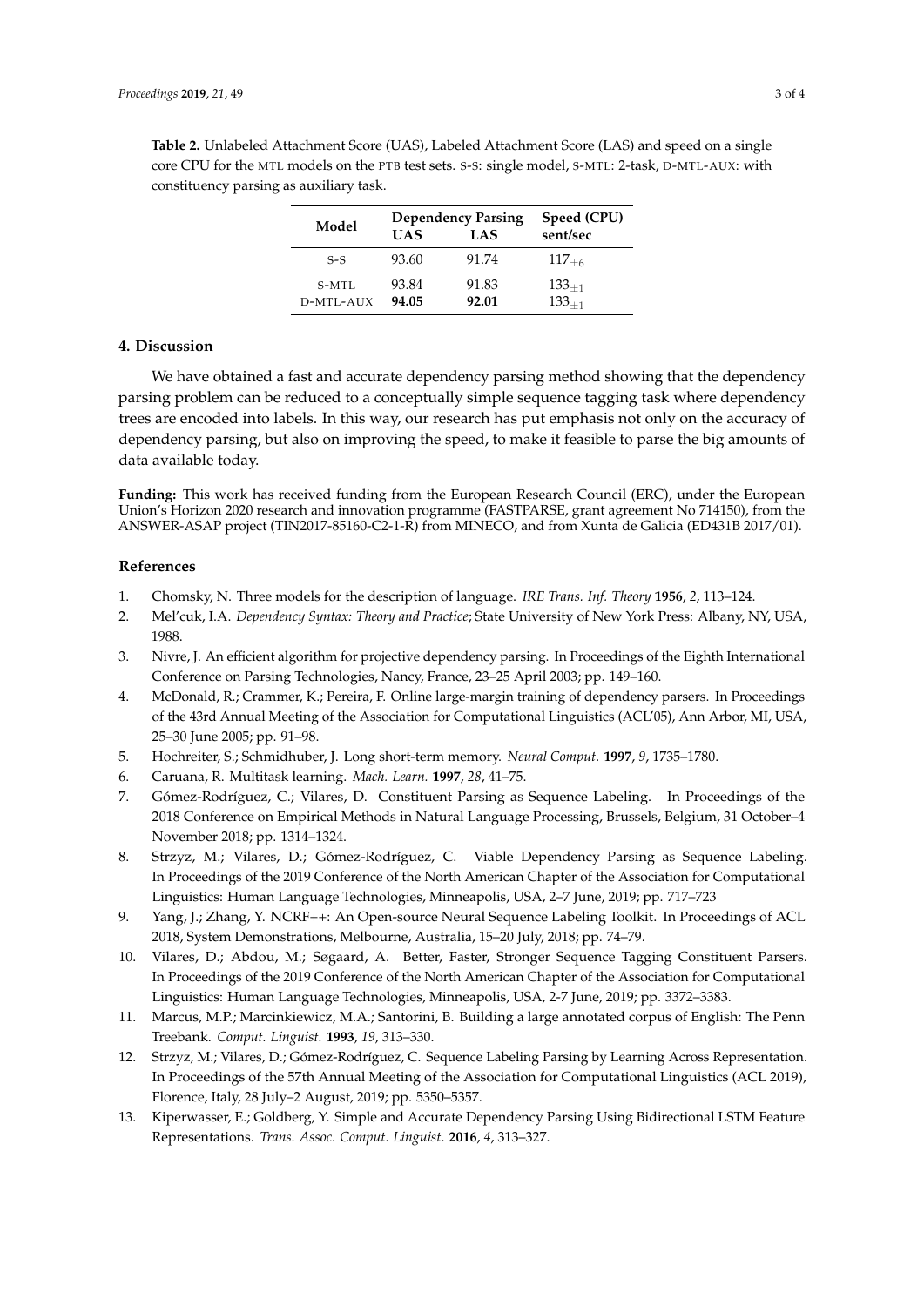**Table 2.** Unlabeled Attachment Score (UAS), Labeled Attachment Score (LAS) and speed on a single core CPU for the MTL models on the PTB test sets. S-S: single model, S-MTL: 2-task, D-MTL-AUX: with constituency parsing as auxiliary task.

| Model | Dependency Parsing | | Speed (CPU) |
|---|---|---|---|
| | UAS | LAS | sent/sec |
| S-S | 93.60 | 91.74 | $117_{\pm 6}$ |
| S-MTL | 93.84 | 91.83 | $133_{\pm 1}$ |
| D-MTL-AUX | **94.05** | **92.01** | $133_{\pm 1}$ |

## 4. Discussion

We have obtained a fast and accurate dependency parsing method showing that the dependency parsing problem can be reduced to a conceptually simple sequence tagging task where dependency trees are encoded into labels. In this way, our research has put emphasis not only on the accuracy of dependency parsing, but also on improving the speed, to make it feasible to parse the big amounts of data available today.

**Funding:** This work has received funding from the European Research Council (ERC), under the European Union's Horizon 2020 research and innovation programme (FASTPARSE, grant agreement No 714150), from the ANSWER-ASAP project (TIN2017-85160-C2-1-R) from MINECO, and from Xunta de Galicia (ED431B 2017/01).

## References

1. Chomsky, N. Three models for the description of language. *IRE Trans. Inf. Theory* **1956**, *2*, 113–124.
2. Mel'cuk, I.A. *Dependency Syntax: Theory and Practice*; State University of New York Press: Albany, NY, USA, 1988.
3. Nivre, J. An efficient algorithm for projective dependency parsing. In Proceedings of the Eighth International Conference on Parsing Technologies, Nancy, France, 23–25 April 2003; pp. 149–160.
4. McDonald, R.; Crammer, K.; Pereira, F. Online large-margin training of dependency parsers. In Proceedings of the 43rd Annual Meeting of the Association for Computational Linguistics (ACL'05), Ann Arbor, MI, USA, 25–30 June 2005; pp. 91–98.
5. Hochreiter, S.; Schmidhuber, J. Long short-term memory. *Neural Comput.* **1997**, *9*, 1735–1780.
6. Caruana, R. Multitask learning. *Mach. Learn.* **1997**, *28*, 41–75.
7. Gómez-Rodríguez, C.; Vilares, D. Constituent Parsing as Sequence Labeling. In Proceedings of the 2018 Conference on Empirical Methods in Natural Language Processing, Brussels, Belgium, 31 October–4 November 2018; pp. 1314–1324.
8. Strzyz, M.; Vilares, D.; Gómez-Rodríguez, C. Viable Dependency Parsing as Sequence Labeling. In Proceedings of the 2019 Conference of the North American Chapter of the Association for Computational Linguistics: Human Language Technologies, Minneapolis, USA, 2–7 June, 2019; pp. 717–723
9. Yang, J.; Zhang, Y. NCRF++: An Open-source Neural Sequence Labeling Toolkit. In Proceedings of ACL 2018, System Demonstrations, Melbourne, Australia, 15–20 July, 2018; pp. 74–79.
10. Vilares, D.; Abdou, M.; Søgaard, A. Better, Faster, Stronger Sequence Tagging Constituent Parsers. In Proceedings of the 2019 Conference of the North American Chapter of the Association for Computational Linguistics: Human Language Technologies, Minneapolis, USA, 2-7 June, 2019; pp. 3372–3383.
11. Marcus, M.P.; Marcinkiewicz, M.A.; Santorini, B. Building a large annotated corpus of English: The Penn Treebank. *Comput. Linguist.* **1993**, *19*, 313–330.
12. Strzyz, M.; Vilares, D.; Gómez-Rodríguez, C. Sequence Labeling Parsing by Learning Across Representation. In Proceedings of the 57th Annual Meeting of the Association for Computational Linguistics (ACL 2019), Florence, Italy, 28 July–2 August, 2019; pp. 5350–5357.
13. Kiperwasser, E.; Goldberg, Y. Simple and Accurate Dependency Parsing Using Bidirectional LSTM Feature Representations. *Trans. Assoc. Comput. Linguist.* **2016**, *4*, 313–327.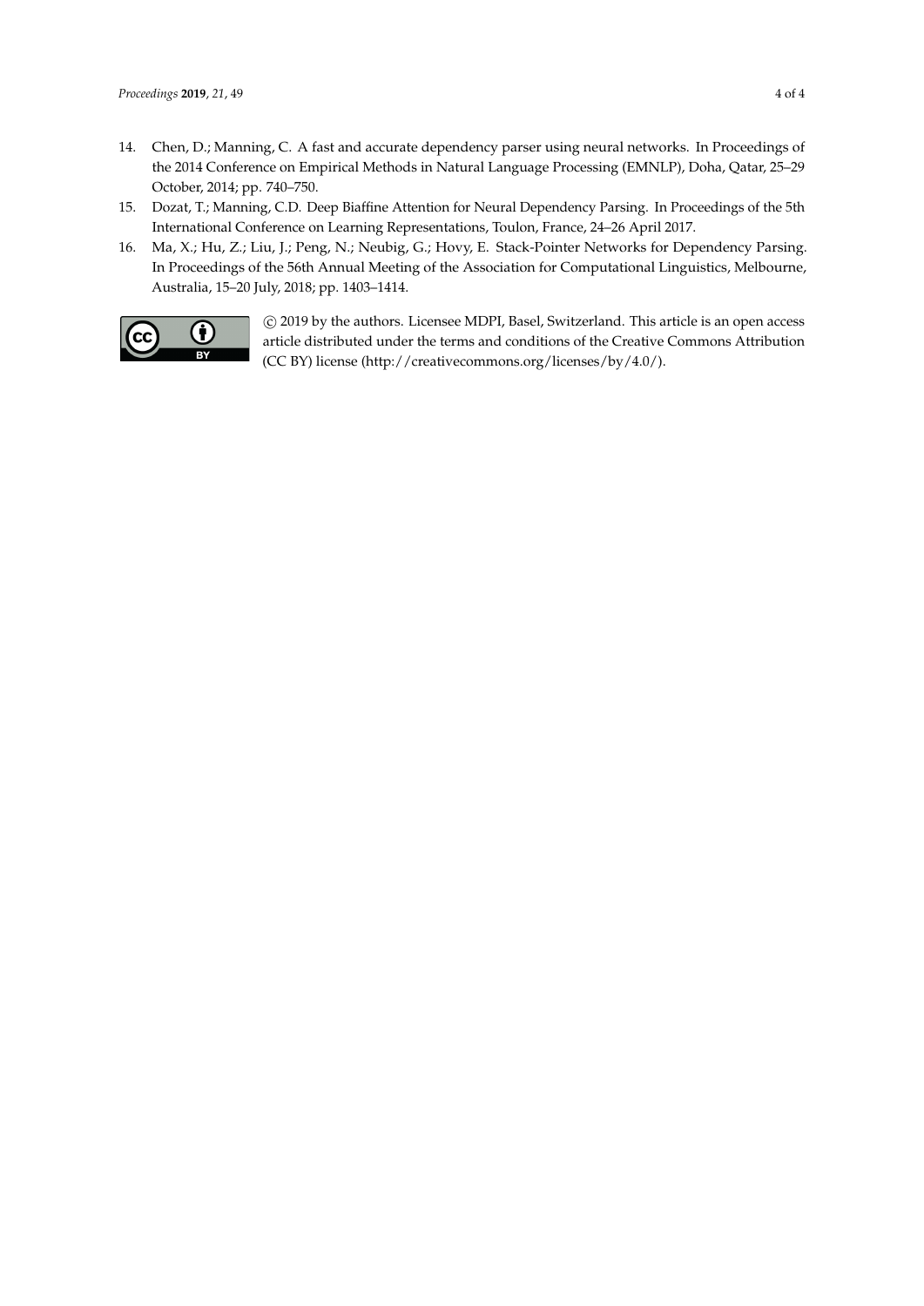14. Chen, D.; Manning, C. A fast and accurate dependency parser using neural networks. In Proceedings of the 2014 Conference on Empirical Methods in Natural Language Processing (EMNLP), Doha, Qatar, 25–29 October, 2014; pp. 740–750.
15. Dozat, T.; Manning, C.D. Deep Biaffine Attention for Neural Dependency Parsing. In Proceedings of the 5th International Conference on Learning Representations, Toulon, France, 24–26 April 2017.
16. Ma, X.; Hu, Z.; Liu, J.; Peng, N.; Neubig, G.; Hovy, E. Stack-Pointer Networks for Dependency Parsing. In Proceedings of the 56th Annual Meeting of the Association for Computational Linguistics, Melbourne, Australia, 15–20 July, 2018; pp. 1403–1414.

© 2019 by the authors. Licensee MDPI, Basel, Switzerland. This article is an open access article distributed under the terms and conditions of the Creative Commons Attribution (CC BY) license (http://creativecommons.org/licenses/by/4.0/).